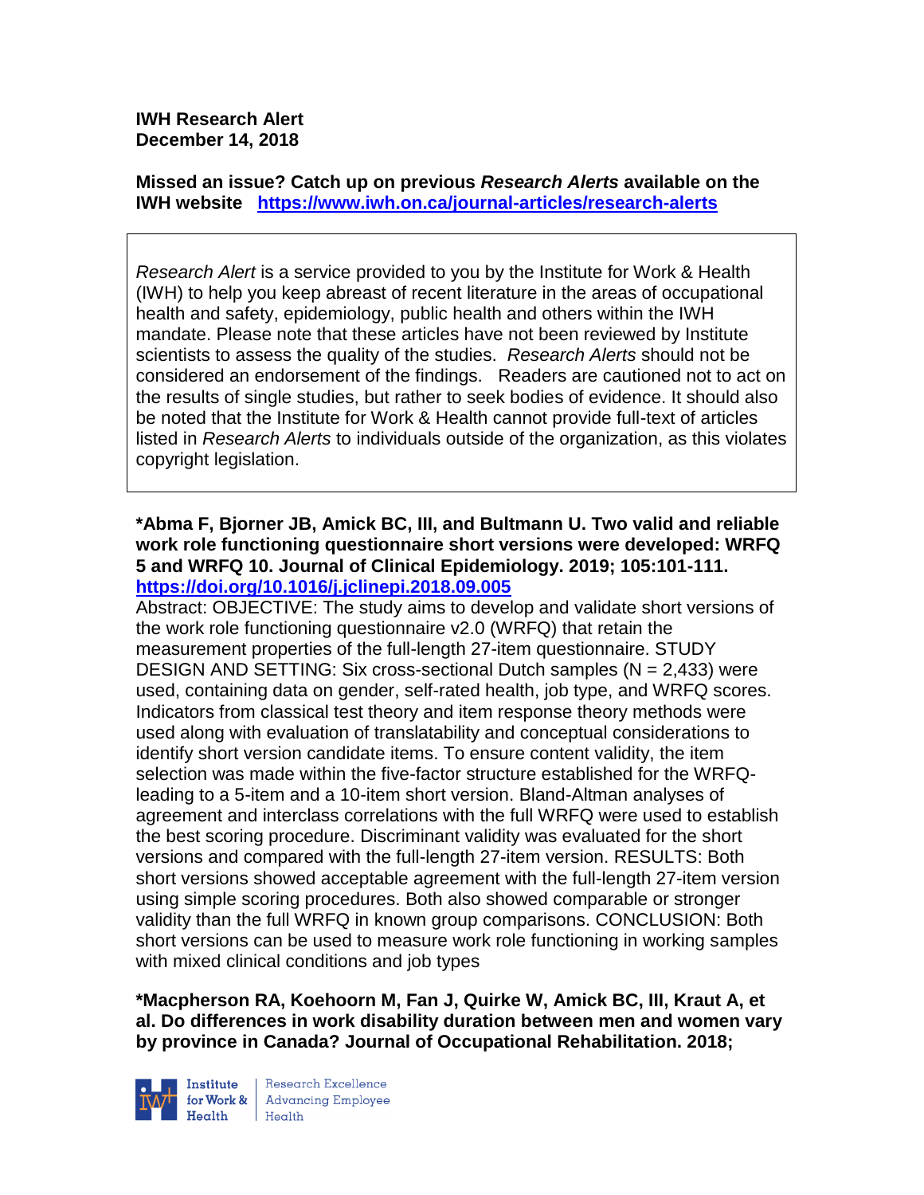**IWH Research Alert**
**December 14, 2018**

**Missed an issue? Catch up on previous *Research Alerts* available on the IWH website** **https://www.iwh.on.ca/journal-articles/research-alerts**

> *Research Alert* is a service provided to you by the Institute for Work & Health (IWH) to help you keep abreast of recent literature in the areas of occupational health and safety, epidemiology, public health and others within the IWH mandate. Please note that these articles have not been reviewed by Institute scientists to assess the quality of the studies. *Research Alerts* should not be considered an endorsement of the findings. Readers are cautioned not to act on the results of single studies, but rather to seek bodies of evidence. It should also be noted that the Institute for Work & Health cannot provide full-text of articles listed in *Research Alerts* to individuals outside of the organization, as this violates copyright legislation.

**\*Abma F, Bjorner JB, Amick BC, III, and Bultmann U. Two valid and reliable work role functioning questionnaire short versions were developed: WRFQ 5 and WRFQ 10. Journal of Clinical Epidemiology. 2019; 105:101-111.**
**https://doi.org/10.1016/j.jclinepi.2018.09.005**

Abstract: OBJECTIVE: The study aims to develop and validate short versions of the work role functioning questionnaire v2.0 (WRFQ) that retain the measurement properties of the full-length 27-item questionnaire. STUDY DESIGN AND SETTING: Six cross-sectional Dutch samples (N = 2,433) were used, containing data on gender, self-rated health, job type, and WRFQ scores. Indicators from classical test theory and item response theory methods were used along with evaluation of translatability and conceptual considerations to identify short version candidate items. To ensure content validity, the item selection was made within the five-factor structure established for the WRFQ-leading to a 5-item and a 10-item short version. Bland-Altman analyses of agreement and interclass correlations with the full WRFQ were used to establish the best scoring procedure. Discriminant validity was evaluated for the short versions and compared with the full-length 27-item version. RESULTS: Both short versions showed acceptable agreement with the full-length 27-item version using simple scoring procedures. Both also showed comparable or stronger validity than the full WRFQ in known group comparisons. CONCLUSION: Both short versions can be used to measure work role functioning in working samples with mixed clinical conditions and job types

**\*Macpherson RA, Koehoorn M, Fan J, Quirke W, Amick BC, III, Kraut A, et al. Do differences in work disability duration between men and women vary by province in Canada? Journal of Occupational Rehabilitation. 2018;**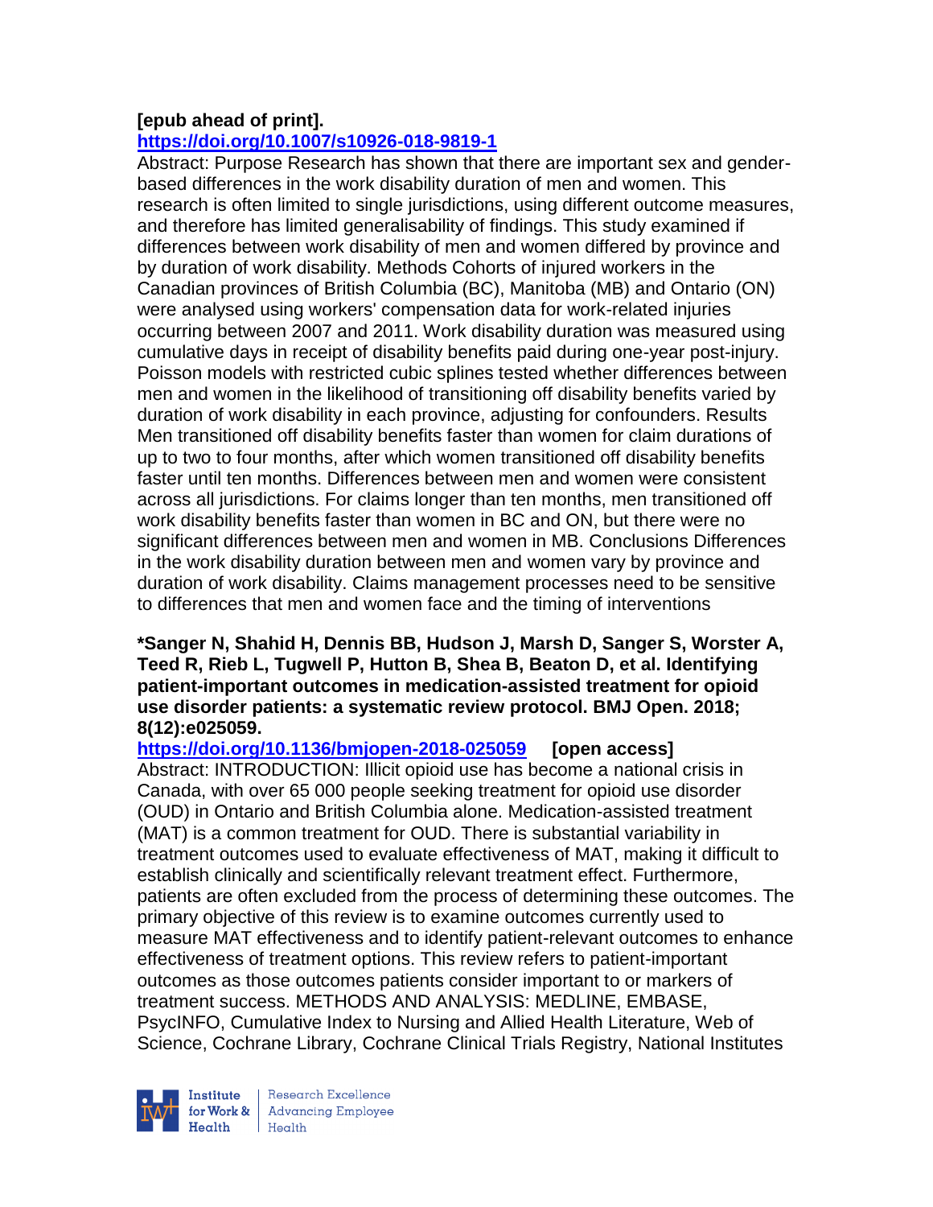**[epub ahead of print].**
**https://doi.org/10.1007/s10926-018-9819-1**

Abstract: Purpose Research has shown that there are important sex and gender-based differences in the work disability duration of men and women. This research is often limited to single jurisdictions, using different outcome measures, and therefore has limited generalisability of findings. This study examined if differences between work disability of men and women differed by province and by duration of work disability. Methods Cohorts of injured workers in the Canadian provinces of British Columbia (BC), Manitoba (MB) and Ontario (ON) were analysed using workers' compensation data for work-related injuries occurring between 2007 and 2011. Work disability duration was measured using cumulative days in receipt of disability benefits paid during one-year post-injury. Poisson models with restricted cubic splines tested whether differences between men and women in the likelihood of transitioning off disability benefits varied by duration of work disability in each province, adjusting for confounders. Results Men transitioned off disability benefits faster than women for claim durations of up to two to four months, after which women transitioned off disability benefits faster until ten months. Differences between men and women were consistent across all jurisdictions. For claims longer than ten months, men transitioned off work disability benefits faster than women in BC and ON, but there were no significant differences between men and women in MB. Conclusions Differences in the work disability duration between men and women vary by province and duration of work disability. Claims management processes need to be sensitive to differences that men and women face and the timing of interventions

**\*Sanger N, Shahid H, Dennis BB, Hudson J, Marsh D, Sanger S, Worster A, Teed R, Rieb L, Tugwell P, Hutton B, Shea B, Beaton D, et al. Identifying patient-important outcomes in medication-assisted treatment for opioid use disorder patients: a systematic review protocol. BMJ Open. 2018; 8(12):e025059.**
**https://doi.org/10.1136/bmjopen-2018-025059** **[open access]**

Abstract: INTRODUCTION: Illicit opioid use has become a national crisis in Canada, with over 65 000 people seeking treatment for opioid use disorder (OUD) in Ontario and British Columbia alone. Medication-assisted treatment (MAT) is a common treatment for OUD. There is substantial variability in treatment outcomes used to evaluate effectiveness of MAT, making it difficult to establish clinically and scientifically relevant treatment effect. Furthermore, patients are often excluded from the process of determining these outcomes. The primary objective of this review is to examine outcomes currently used to measure MAT effectiveness and to identify patient-relevant outcomes to enhance effectiveness of treatment options. This review refers to patient-important outcomes as those outcomes patients consider important to or markers of treatment success. METHODS AND ANALYSIS: MEDLINE, EMBASE, PsycINFO, Cumulative Index to Nursing and Allied Health Literature, Web of Science, Cochrane Library, Cochrane Clinical Trials Registry, National Institutes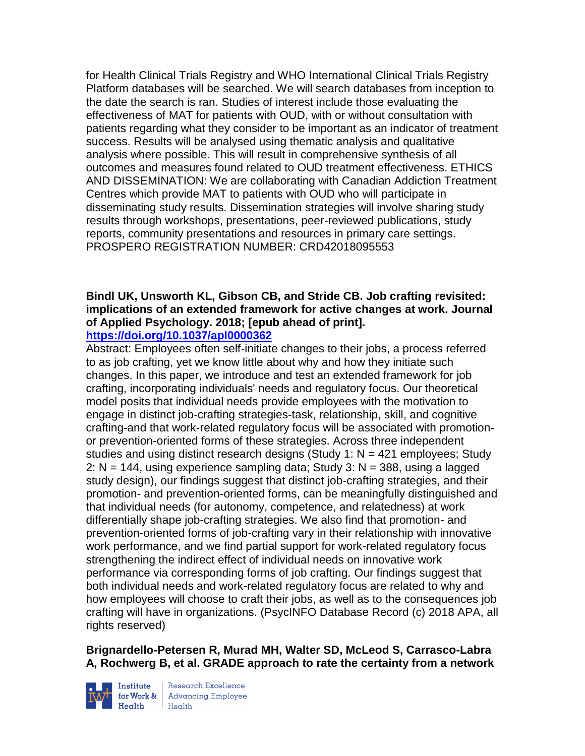for Health Clinical Trials Registry and WHO International Clinical Trials Registry Platform databases will be searched. We will search databases from inception to the date the search is ran. Studies of interest include those evaluating the effectiveness of MAT for patients with OUD, with or without consultation with patients regarding what they consider to be important as an indicator of treatment success. Results will be analysed using thematic analysis and qualitative analysis where possible. This will result in comprehensive synthesis of all outcomes and measures found related to OUD treatment effectiveness. ETHICS AND DISSEMINATION: We are collaborating with Canadian Addiction Treatment Centres which provide MAT to patients with OUD who will participate in disseminating study results. Dissemination strategies will involve sharing study results through workshops, presentations, peer-reviewed publications, study reports, community presentations and resources in primary care settings. PROSPERO REGISTRATION NUMBER: CRD42018095553

**Bindl UK, Unsworth KL, Gibson CB, and Stride CB. Job crafting revisited: implications of an extended framework for active changes at work. Journal of Applied Psychology. 2018; [epub ahead of print].**
**https://doi.org/10.1037/apl0000362**

Abstract: Employees often self-initiate changes to their jobs, a process referred to as job crafting, yet we know little about why and how they initiate such changes. In this paper, we introduce and test an extended framework for job crafting, incorporating individuals' needs and regulatory focus. Our theoretical model posits that individual needs provide employees with the motivation to engage in distinct job-crafting strategies-task, relationship, skill, and cognitive crafting-and that work-related regulatory focus will be associated with promotion- or prevention-oriented forms of these strategies. Across three independent studies and using distinct research designs (Study 1: N = 421 employees; Study 2: N = 144, using experience sampling data; Study 3: N = 388, using a lagged study design), our findings suggest that distinct job-crafting strategies, and their promotion- and prevention-oriented forms, can be meaningfully distinguished and that individual needs (for autonomy, competence, and relatedness) at work differentially shape job-crafting strategies. We also find that promotion- and prevention-oriented forms of job-crafting vary in their relationship with innovative work performance, and we find partial support for work-related regulatory focus strengthening the indirect effect of individual needs on innovative work performance via corresponding forms of job crafting. Our findings suggest that both individual needs and work-related regulatory focus are related to why and how employees will choose to craft their jobs, as well as to the consequences job crafting will have in organizations. (PsycINFO Database Record (c) 2018 APA, all rights reserved)

**Brignardello-Petersen R, Murad MH, Walter SD, McLeod S, Carrasco-Labra A, Rochwerg B, et al. GRADE approach to rate the certainty from a network**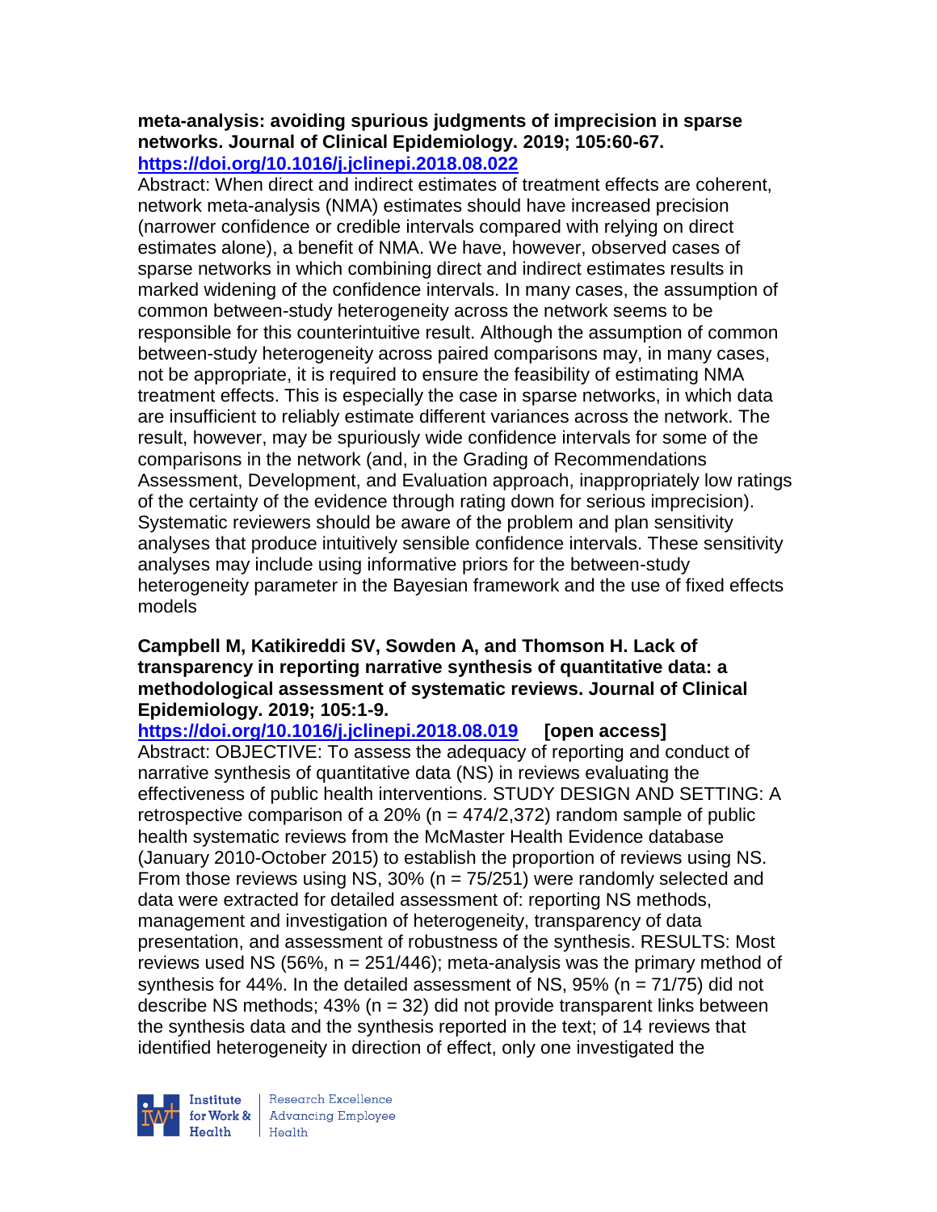**meta-analysis: avoiding spurious judgments of imprecision in sparse networks. Journal of Clinical Epidemiology. 2019; 105:60-67.**
**https://doi.org/10.1016/j.jclinepi.2018.08.022**

Abstract: When direct and indirect estimates of treatment effects are coherent, network meta-analysis (NMA) estimates should have increased precision (narrower confidence or credible intervals compared with relying on direct estimates alone), a benefit of NMA. We have, however, observed cases of sparse networks in which combining direct and indirect estimates results in marked widening of the confidence intervals. In many cases, the assumption of common between-study heterogeneity across the network seems to be responsible for this counterintuitive result. Although the assumption of common between-study heterogeneity across paired comparisons may, in many cases, not be appropriate, it is required to ensure the feasibility of estimating NMA treatment effects. This is especially the case in sparse networks, in which data are insufficient to reliably estimate different variances across the network. The result, however, may be spuriously wide confidence intervals for some of the comparisons in the network (and, in the Grading of Recommendations Assessment, Development, and Evaluation approach, inappropriately low ratings of the certainty of the evidence through rating down for serious imprecision). Systematic reviewers should be aware of the problem and plan sensitivity analyses that produce intuitively sensible confidence intervals. These sensitivity analyses may include using informative priors for the between-study heterogeneity parameter in the Bayesian framework and the use of fixed effects models

**Campbell M, Katikireddi SV, Sowden A, and Thomson H. Lack of transparency in reporting narrative synthesis of quantitative data: a methodological assessment of systematic reviews. Journal of Clinical Epidemiology. 2019; 105:1-9.**
**https://doi.org/10.1016/j.jclinepi.2018.08.019 [open access]**

Abstract: OBJECTIVE: To assess the adequacy of reporting and conduct of narrative synthesis of quantitative data (NS) in reviews evaluating the effectiveness of public health interventions. STUDY DESIGN AND SETTING: A retrospective comparison of a 20% (n = 474/2,372) random sample of public health systematic reviews from the McMaster Health Evidence database (January 2010-October 2015) to establish the proportion of reviews using NS. From those reviews using NS, 30% (n = 75/251) were randomly selected and data were extracted for detailed assessment of: reporting NS methods, management and investigation of heterogeneity, transparency of data presentation, and assessment of robustness of the synthesis. RESULTS: Most reviews used NS (56%, n = 251/446); meta-analysis was the primary method of synthesis for 44%. In the detailed assessment of NS, 95% (n = 71/75) did not describe NS methods; 43% (n = 32) did not provide transparent links between the synthesis data and the synthesis reported in the text; of 14 reviews that identified heterogeneity in direction of effect, only one investigated the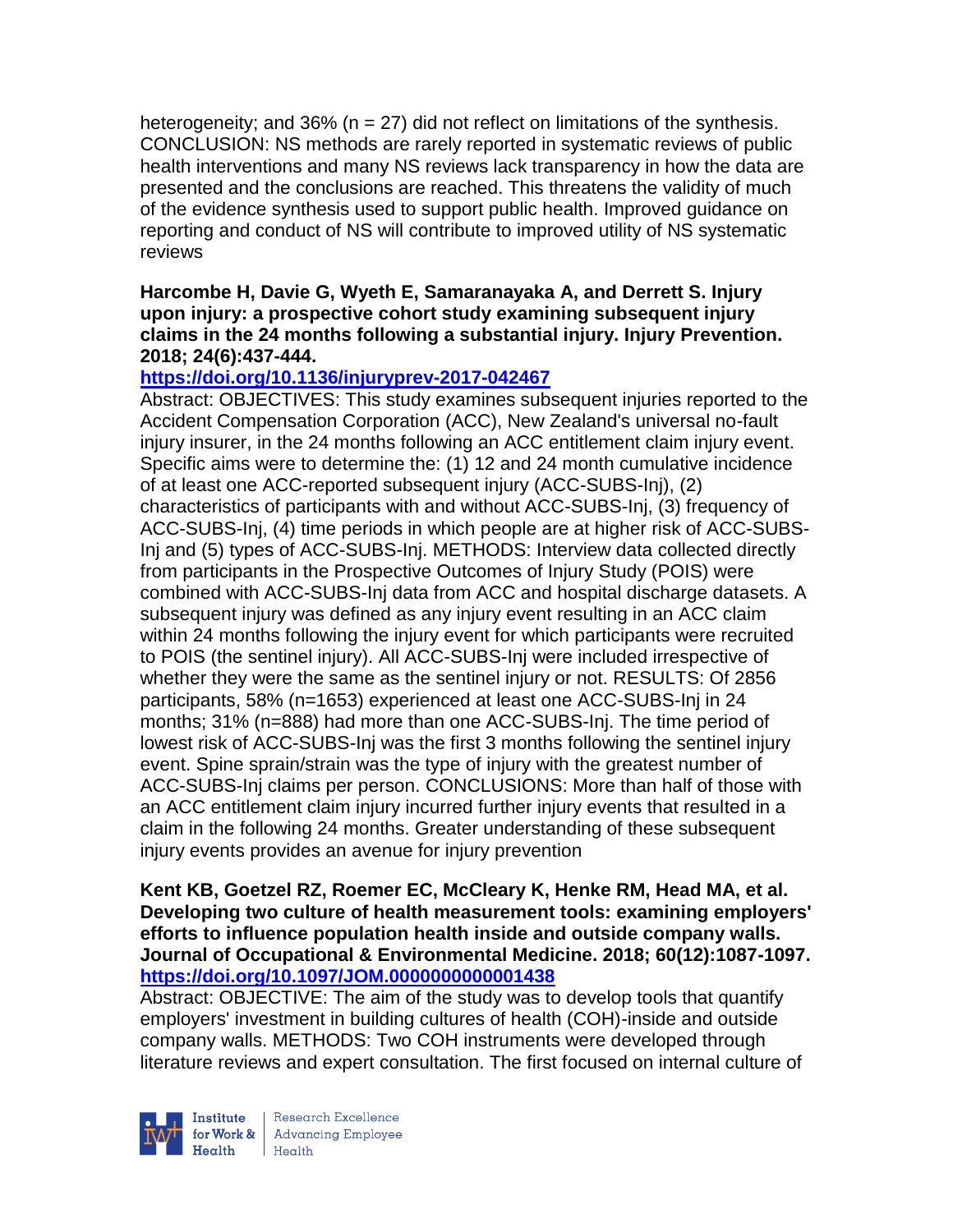heterogeneity; and 36% (n = 27) did not reflect on limitations of the synthesis. CONCLUSION: NS methods are rarely reported in systematic reviews of public health interventions and many NS reviews lack transparency in how the data are presented and the conclusions are reached. This threatens the validity of much of the evidence synthesis used to support public health. Improved guidance on reporting and conduct of NS will contribute to improved utility of NS systematic reviews

**Harcombe H, Davie G, Wyeth E, Samaranayaka A, and Derrett S. Injury upon injury: a prospective cohort study examining subsequent injury claims in the 24 months following a substantial injury. Injury Prevention. 2018; 24(6):437-444.**
**https://doi.org/10.1136/injuryprev-2017-042467**
Abstract: OBJECTIVES: This study examines subsequent injuries reported to the Accident Compensation Corporation (ACC), New Zealand's universal no-fault injury insurer, in the 24 months following an ACC entitlement claim injury event. Specific aims were to determine the: (1) 12 and 24 month cumulative incidence of at least one ACC-reported subsequent injury (ACC-SUBS-Inj), (2) characteristics of participants with and without ACC-SUBS-Inj, (3) frequency of ACC-SUBS-Inj, (4) time periods in which people are at higher risk of ACC-SUBS-Inj and (5) types of ACC-SUBS-Inj. METHODS: Interview data collected directly from participants in the Prospective Outcomes of Injury Study (POIS) were combined with ACC-SUBS-Inj data from ACC and hospital discharge datasets. A subsequent injury was defined as any injury event resulting in an ACC claim within 24 months following the injury event for which participants were recruited to POIS (the sentinel injury). All ACC-SUBS-Inj were included irrespective of whether they were the same as the sentinel injury or not. RESULTS: Of 2856 participants, 58% (n=1653) experienced at least one ACC-SUBS-Inj in 24 months; 31% (n=888) had more than one ACC-SUBS-Inj. The time period of lowest risk of ACC-SUBS-Inj was the first 3 months following the sentinel injury event. Spine sprain/strain was the type of injury with the greatest number of ACC-SUBS-Inj claims per person. CONCLUSIONS: More than half of those with an ACC entitlement claim injury incurred further injury events that resulted in a claim in the following 24 months. Greater understanding of these subsequent injury events provides an avenue for injury prevention

**Kent KB, Goetzel RZ, Roemer EC, McCleary K, Henke RM, Head MA, et al. Developing two culture of health measurement tools: examining employers' efforts to influence population health inside and outside company walls. Journal of Occupational & Environmental Medicine. 2018; 60(12):1087-1097.**
**https://doi.org/10.1097/JOM.0000000000001438**
Abstract: OBJECTIVE: The aim of the study was to develop tools that quantify employers' investment in building cultures of health (COH)-inside and outside company walls. METHODS: Two COH instruments were developed through literature reviews and expert consultation. The first focused on internal culture of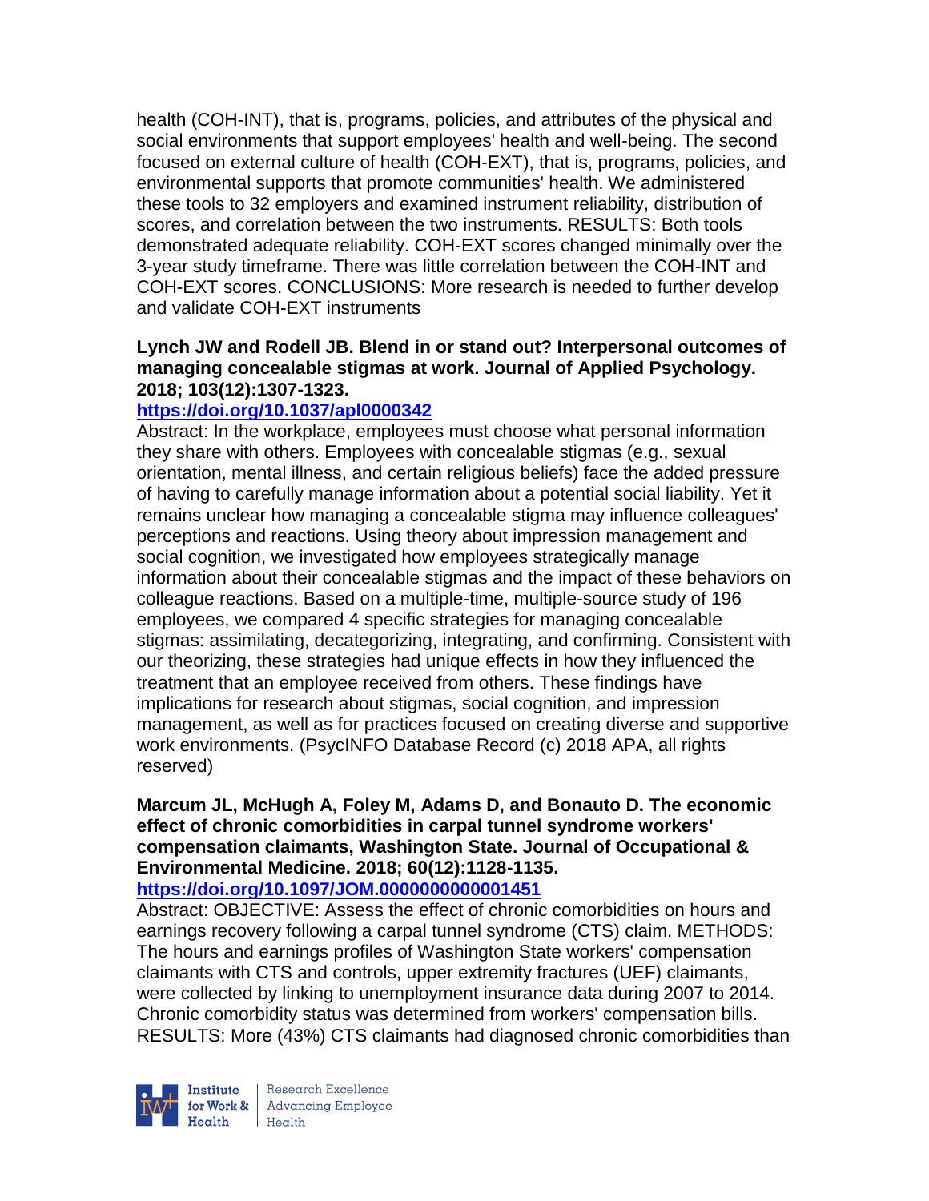health (COH-INT), that is, programs, policies, and attributes of the physical and social environments that support employees' health and well-being. The second focused on external culture of health (COH-EXT), that is, programs, policies, and environmental supports that promote communities' health. We administered these tools to 32 employers and examined instrument reliability, distribution of scores, and correlation between the two instruments. RESULTS: Both tools demonstrated adequate reliability. COH-EXT scores changed minimally over the 3-year study timeframe. There was little correlation between the COH-INT and COH-EXT scores. CONCLUSIONS: More research is needed to further develop and validate COH-EXT instruments

**Lynch JW and Rodell JB. Blend in or stand out? Interpersonal outcomes of managing concealable stigmas at work. Journal of Applied Psychology. 2018; 103(12):1307-1323.**

**https://doi.org/10.1037/apl0000342**

Abstract: In the workplace, employees must choose what personal information they share with others. Employees with concealable stigmas (e.g., sexual orientation, mental illness, and certain religious beliefs) face the added pressure of having to carefully manage information about a potential social liability. Yet it remains unclear how managing a concealable stigma may influence colleagues' perceptions and reactions. Using theory about impression management and social cognition, we investigated how employees strategically manage information about their concealable stigmas and the impact of these behaviors on colleague reactions. Based on a multiple-time, multiple-source study of 196 employees, we compared 4 specific strategies for managing concealable stigmas: assimilating, decategorizing, integrating, and confirming. Consistent with our theorizing, these strategies had unique effects in how they influenced the treatment that an employee received from others. These findings have implications for research about stigmas, social cognition, and impression management, as well as for practices focused on creating diverse and supportive work environments. (PsycINFO Database Record (c) 2018 APA, all rights reserved)

**Marcum JL, McHugh A, Foley M, Adams D, and Bonauto D. The economic effect of chronic comorbidities in carpal tunnel syndrome workers' compensation claimants, Washington State. Journal of Occupational & Environmental Medicine. 2018; 60(12):1128-1135.**

**https://doi.org/10.1097/JOM.0000000000001451**

Abstract: OBJECTIVE: Assess the effect of chronic comorbidities on hours and earnings recovery following a carpal tunnel syndrome (CTS) claim. METHODS: The hours and earnings profiles of Washington State workers' compensation claimants with CTS and controls, upper extremity fractures (UEF) claimants, were collected by linking to unemployment insurance data during 2007 to 2014. Chronic comorbidity status was determined from workers' compensation bills. RESULTS: More (43%) CTS claimants had diagnosed chronic comorbidities than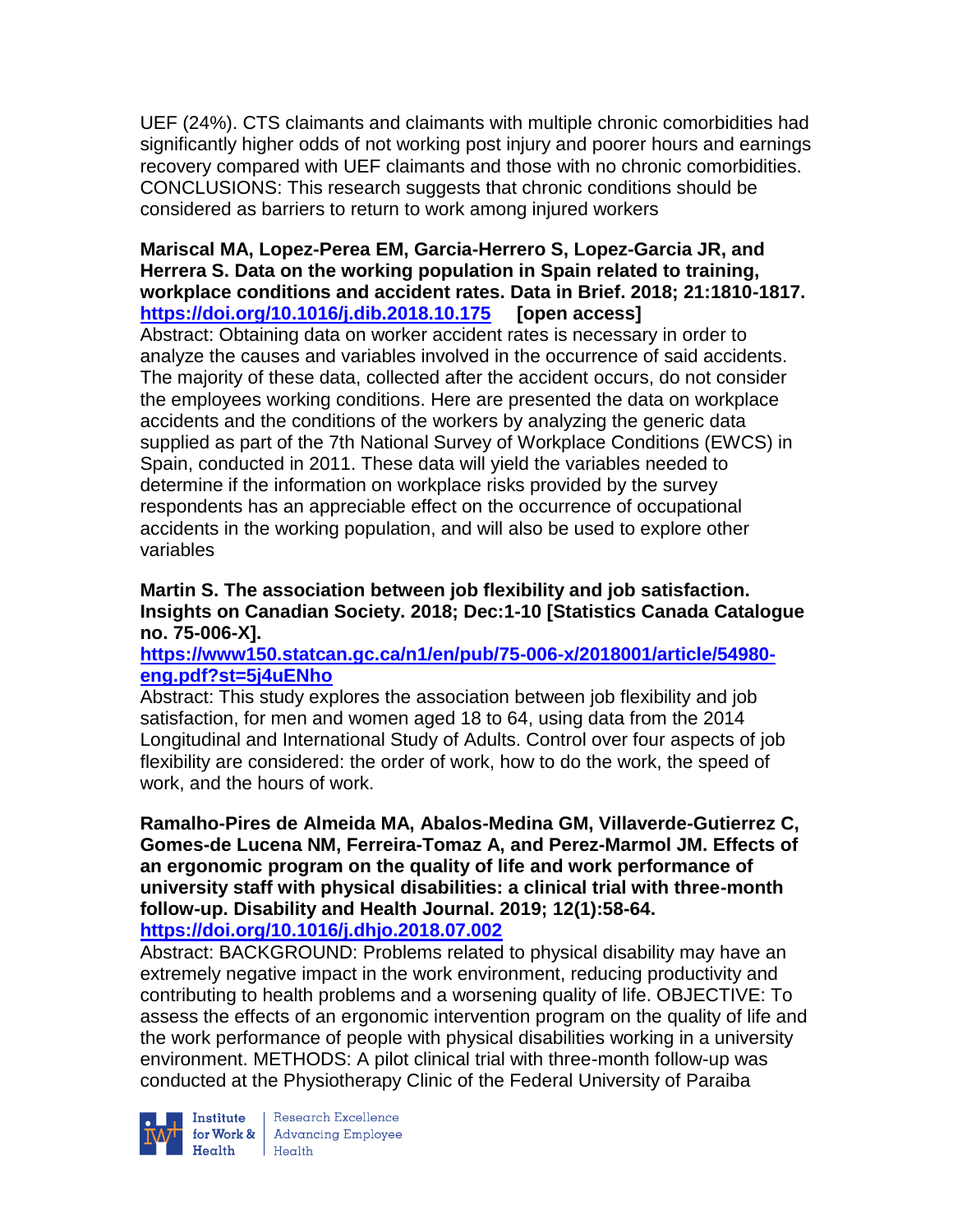UEF (24%). CTS claimants and claimants with multiple chronic comorbidities had significantly higher odds of not working post injury and poorer hours and earnings recovery compared with UEF claimants and those with no chronic comorbidities. CONCLUSIONS: This research suggests that chronic conditions should be considered as barriers to return to work among injured workers

**Mariscal MA, Lopez-Perea EM, Garcia-Herrero S, Lopez-Garcia JR, and Herrera S. Data on the working population in Spain related to training, workplace conditions and accident rates. Data in Brief. 2018; 21:1810-1817. https://doi.org/10.1016/j.dib.2018.10.175 [open access]**

Abstract: Obtaining data on worker accident rates is necessary in order to analyze the causes and variables involved in the occurrence of said accidents. The majority of these data, collected after the accident occurs, do not consider the employees working conditions. Here are presented the data on workplace accidents and the conditions of the workers by analyzing the generic data supplied as part of the 7th National Survey of Workplace Conditions (EWCS) in Spain, conducted in 2011. These data will yield the variables needed to determine if the information on workplace risks provided by the survey respondents has an appreciable effect on the occurrence of occupational accidents in the working population, and will also be used to explore other variables

**Martin S. The association between job flexibility and job satisfaction. Insights on Canadian Society. 2018; Dec:1-10 [Statistics Canada Catalogue no. 75-006-X].**
**https://www150.statcan.gc.ca/n1/en/pub/75-006-x/2018001/article/54980-eng.pdf?st=5j4uENho**

Abstract: This study explores the association between job flexibility and job satisfaction, for men and women aged 18 to 64, using data from the 2014 Longitudinal and International Study of Adults. Control over four aspects of job flexibility are considered: the order of work, how to do the work, the speed of work, and the hours of work.

**Ramalho-Pires de Almeida MA, Abalos-Medina GM, Villaverde-Gutierrez C, Gomes-de Lucena NM, Ferreira-Tomaz A, and Perez-Marmol JM. Effects of an ergonomic program on the quality of life and work performance of university staff with physical disabilities: a clinical trial with three-month follow-up. Disability and Health Journal. 2019; 12(1):58-64. https://doi.org/10.1016/j.dhjo.2018.07.002**

Abstract: BACKGROUND: Problems related to physical disability may have an extremely negative impact in the work environment, reducing productivity and contributing to health problems and a worsening quality of life. OBJECTIVE: To assess the effects of an ergonomic intervention program on the quality of life and the work performance of people with physical disabilities working in a university environment. METHODS: A pilot clinical trial with three-month follow-up was conducted at the Physiotherapy Clinic of the Federal University of Paraiba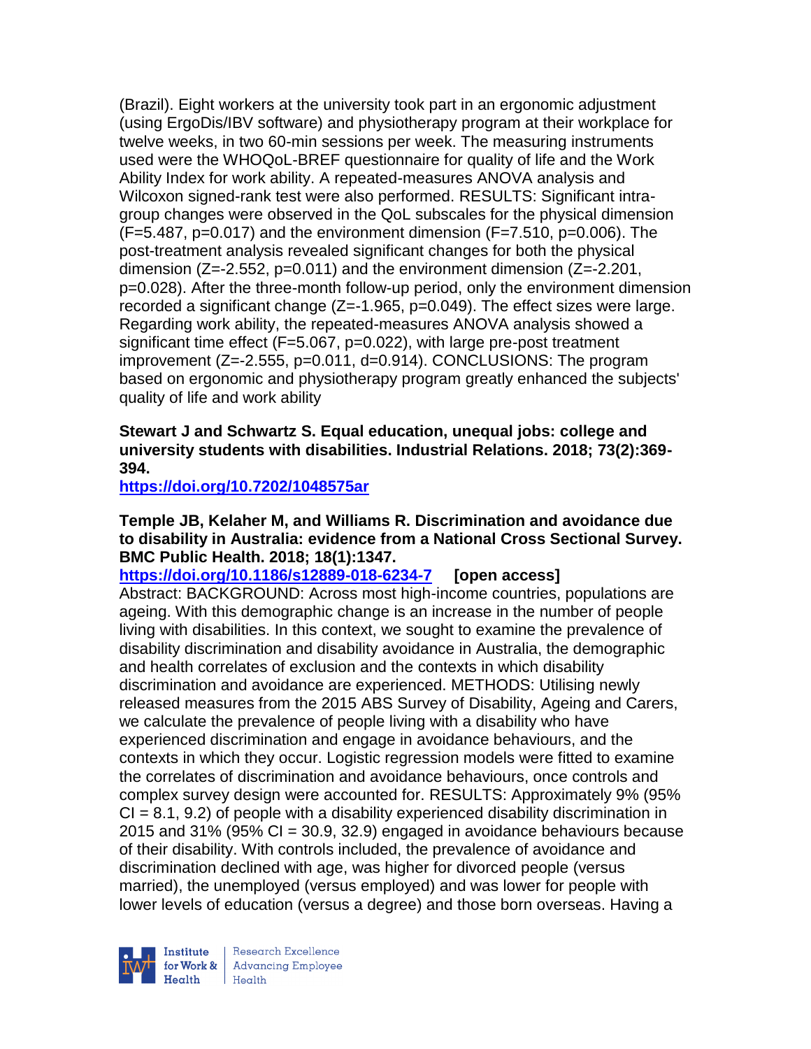(Brazil). Eight workers at the university took part in an ergonomic adjustment (using ErgoDis/IBV software) and physiotherapy program at their workplace for twelve weeks, in two 60-min sessions per week. The measuring instruments used were the WHOQoL-BREF questionnaire for quality of life and the Work Ability Index for work ability. A repeated-measures ANOVA analysis and Wilcoxon signed-rank test were also performed. RESULTS: Significant intra-group changes were observed in the QoL subscales for the physical dimension ($F=5.487$, $p=0.017$) and the environment dimension ($F=7.510$, $p=0.006$). The post-treatment analysis revealed significant changes for both the physical dimension ($Z=-2.552$, $p=0.011$) and the environment dimension ($Z=-2.201$, $p=0.028$). After the three-month follow-up period, only the environment dimension recorded a significant change ($Z=-1.965$, $p=0.049$). The effect sizes were large. Regarding work ability, the repeated-measures ANOVA analysis showed a significant time effect ($F=5.067$, $p=0.022$), with large pre-post treatment improvement ($Z=-2.555$, $p=0.011$, $d=0.914$). CONCLUSIONS: The program based on ergonomic and physiotherapy program greatly enhanced the subjects' quality of life and work ability

**Stewart J and Schwartz S. Equal education, unequal jobs: college and university students with disabilities. Industrial Relations. 2018; 73(2):369-394.**

**https://doi.org/10.7202/1048575ar**

**Temple JB, Kelaher M, and Williams R. Discrimination and avoidance due to disability in Australia: evidence from a National Cross Sectional Survey. BMC Public Health. 2018; 18(1):1347.**

**https://doi.org/10.1186/s12889-018-6234-7 [open access]**

Abstract: BACKGROUND: Across most high-income countries, populations are ageing. With this demographic change is an increase in the number of people living with disabilities. In this context, we sought to examine the prevalence of disability discrimination and disability avoidance in Australia, the demographic and health correlates of exclusion and the contexts in which disability discrimination and avoidance are experienced. METHODS: Utilising newly released measures from the 2015 ABS Survey of Disability, Ageing and Carers, we calculate the prevalence of people living with a disability who have experienced discrimination and engage in avoidance behaviours, and the contexts in which they occur. Logistic regression models were fitted to examine the correlates of discrimination and avoidance behaviours, once controls and complex survey design were accounted for. RESULTS: Approximately 9% (95% CI = 8.1, 9.2) of people with a disability experienced disability discrimination in 2015 and 31% (95% CI = 30.9, 32.9) engaged in avoidance behaviours because of their disability. With controls included, the prevalence of avoidance and discrimination declined with age, was higher for divorced people (versus married), the unemployed (versus employed) and was lower for people with lower levels of education (versus a degree) and those born overseas. Having a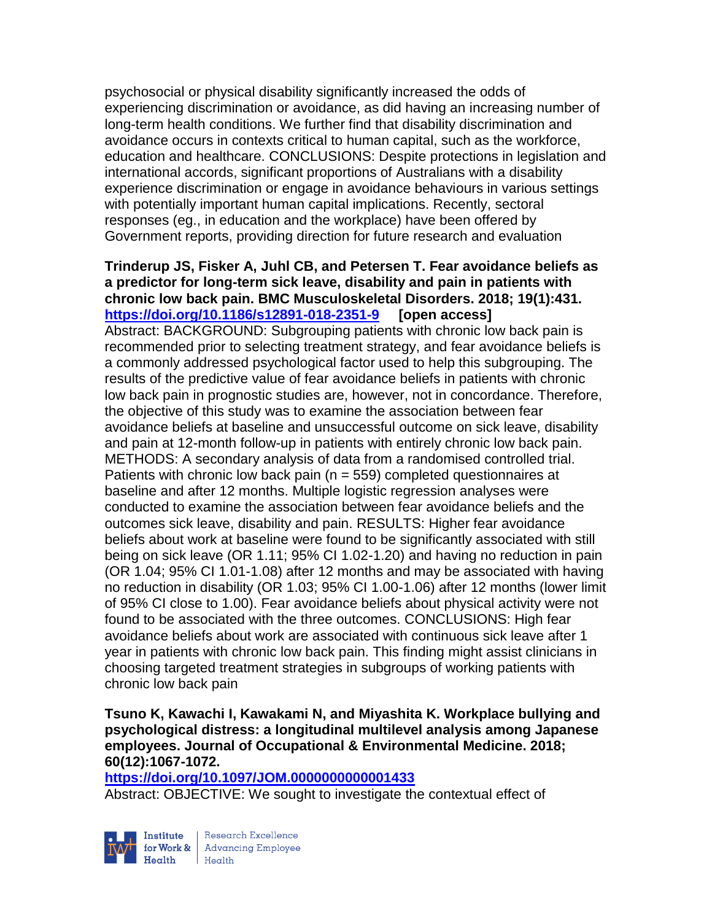psychosocial or physical disability significantly increased the odds of experiencing discrimination or avoidance, as did having an increasing number of long-term health conditions. We further find that disability discrimination and avoidance occurs in contexts critical to human capital, such as the workforce, education and healthcare. CONCLUSIONS: Despite protections in legislation and international accords, significant proportions of Australians with a disability experience discrimination or engage in avoidance behaviours in various settings with potentially important human capital implications. Recently, sectoral responses (eg., in education and the workplace) have been offered by Government reports, providing direction for future research and evaluation

**Trinderup JS, Fisker A, Juhl CB, and Petersen T. Fear avoidance beliefs as a predictor for long-term sick leave, disability and pain in patients with chronic low back pain. BMC Musculoskeletal Disorders. 2018; 19(1):431. https://doi.org/10.1186/s12891-018-2351-9 [open access]**

Abstract: BACKGROUND: Subgrouping patients with chronic low back pain is recommended prior to selecting treatment strategy, and fear avoidance beliefs is a commonly addressed psychological factor used to help this subgrouping. The results of the predictive value of fear avoidance beliefs in patients with chronic low back pain in prognostic studies are, however, not in concordance. Therefore, the objective of this study was to examine the association between fear avoidance beliefs at baseline and unsuccessful outcome on sick leave, disability and pain at 12-month follow-up in patients with entirely chronic low back pain. METHODS: A secondary analysis of data from a randomised controlled trial. Patients with chronic low back pain (n = 559) completed questionnaires at baseline and after 12 months. Multiple logistic regression analyses were conducted to examine the association between fear avoidance beliefs and the outcomes sick leave, disability and pain. RESULTS: Higher fear avoidance beliefs about work at baseline were found to be significantly associated with still being on sick leave (OR 1.11; 95% CI 1.02-1.20) and having no reduction in pain (OR 1.04; 95% CI 1.01-1.08) after 12 months and may be associated with having no reduction in disability (OR 1.03; 95% CI 1.00-1.06) after 12 months (lower limit of 95% CI close to 1.00). Fear avoidance beliefs about physical activity were not found to be associated with the three outcomes. CONCLUSIONS: High fear avoidance beliefs about work are associated with continuous sick leave after 1 year in patients with chronic low back pain. This finding might assist clinicians in choosing targeted treatment strategies in subgroups of working patients with chronic low back pain

**Tsuno K, Kawachi I, Kawakami N, and Miyashita K. Workplace bullying and psychological distress: a longitudinal multilevel analysis among Japanese employees. Journal of Occupational & Environmental Medicine. 2018; 60(12):1067-1072. https://doi.org/10.1097/JOM.0000000000001433**

Abstract: OBJECTIVE: We sought to investigate the contextual effect of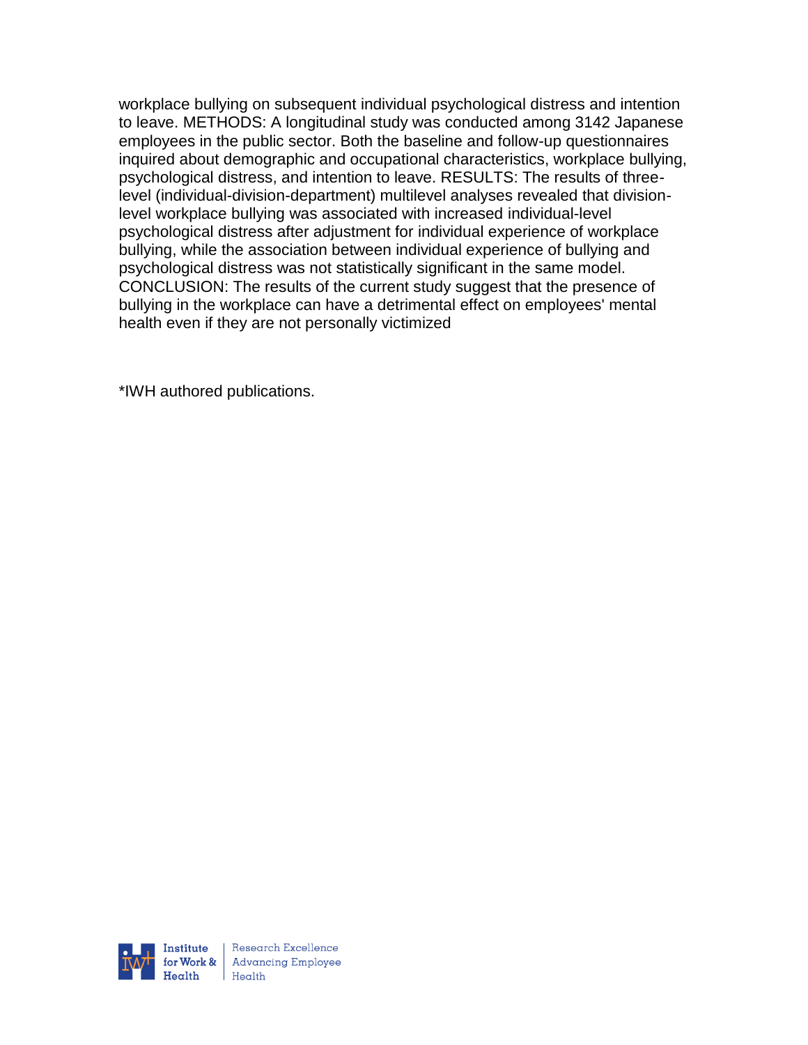workplace bullying on subsequent individual psychological distress and intention to leave. METHODS: A longitudinal study was conducted among 3142 Japanese employees in the public sector. Both the baseline and follow-up questionnaires inquired about demographic and occupational characteristics, workplace bullying, psychological distress, and intention to leave. RESULTS: The results of three-level (individual-division-department) multilevel analyses revealed that division-level workplace bullying was associated with increased individual-level psychological distress after adjustment for individual experience of workplace bullying, while the association between individual experience of bullying and psychological distress was not statistically significant in the same model. CONCLUSION: The results of the current study suggest that the presence of bullying in the workplace can have a detrimental effect on employees' mental health even if they are not personally victimized

*IWH authored publications.